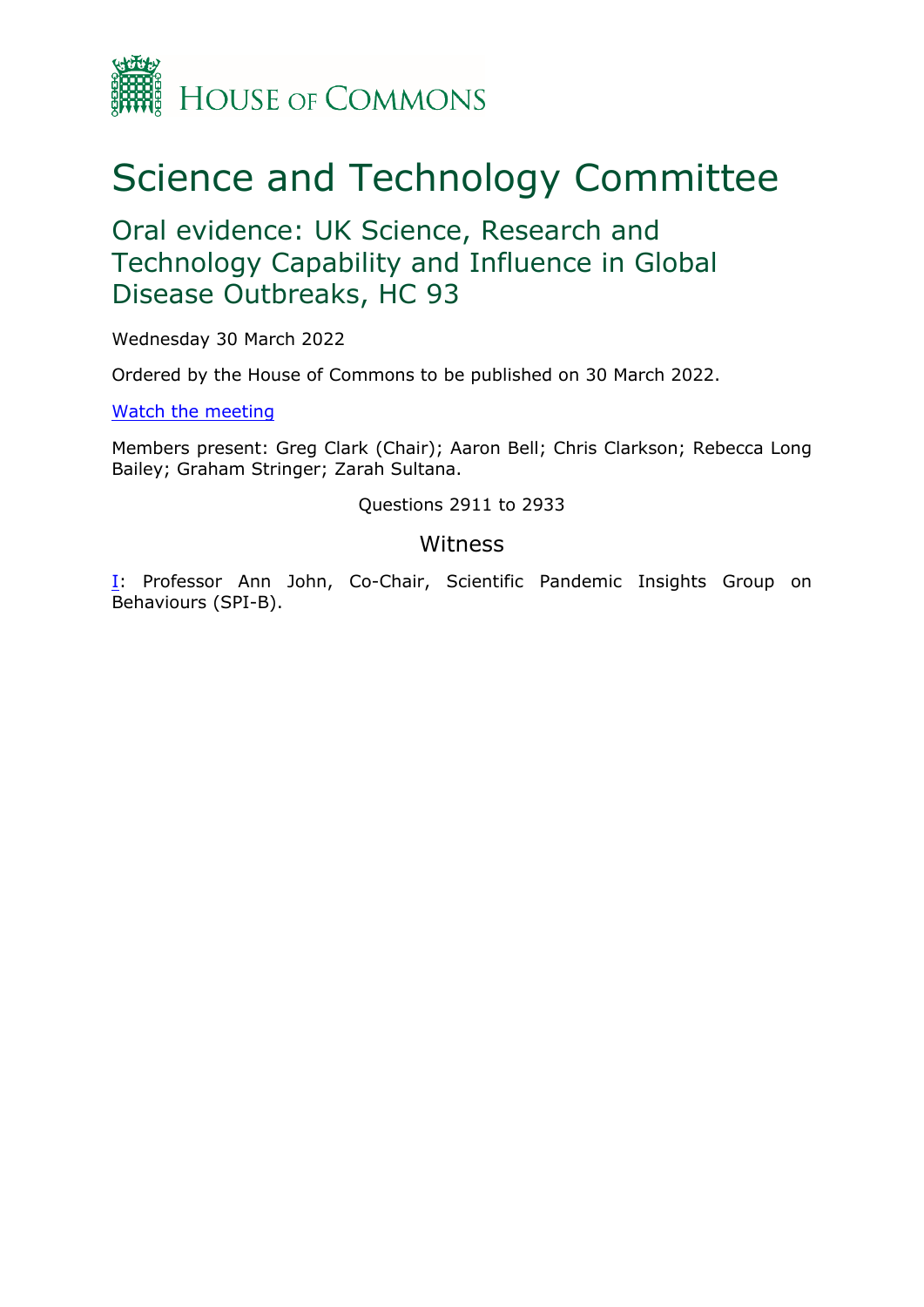HOUSE OF COMMONS

# Science and Technology Committee

## Oral evidence: UK Science, Research and Technology Capability and Influence in Global Disease Outbreaks, HC 93

Wednesday 30 March 2022

Ordered by the House of Commons to be published on 30 March 2022.

[Watch the meeting]

Members present: Greg Clark (Chair); Aaron Bell; Chris Clarkson; Rebecca Long Bailey; Graham Stringer; Zarah Sultana.

Questions 2911 to 2933

### Witness

[I]: Professor Ann John, Co-Chair, Scientific Pandemic Insights Group on Behaviours (SPI-B).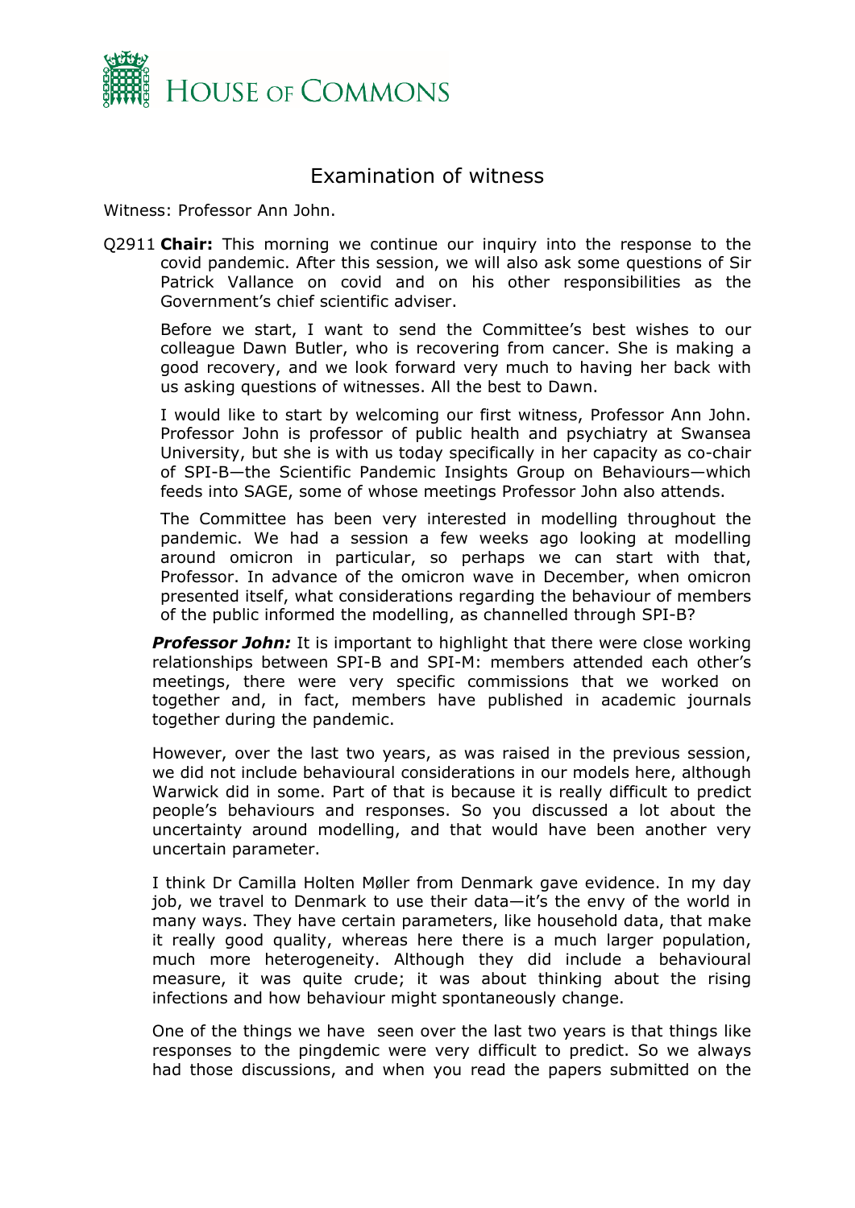# Examination of witness

Witness: Professor Ann John.

Q2911 **Chair:** This morning we continue our inquiry into the response to the covid pandemic. After this session, we will also ask some questions of Sir Patrick Vallance on covid and on his other responsibilities as the Government's chief scientific adviser.

Before we start, I want to send the Committee's best wishes to our colleague Dawn Butler, who is recovering from cancer. She is making a good recovery, and we look forward very much to having her back with us asking questions of witnesses. All the best to Dawn.

I would like to start by welcoming our first witness, Professor Ann John. Professor John is professor of public health and psychiatry at Swansea University, but she is with us today specifically in her capacity as co-chair of SPI-B—the Scientific Pandemic Insights Group on Behaviours—which feeds into SAGE, some of whose meetings Professor John also attends.

The Committee has been very interested in modelling throughout the pandemic. We had a session a few weeks ago looking at modelling around omicron in particular, so perhaps we can start with that, Professor. In advance of the omicron wave in December, when omicron presented itself, what considerations regarding the behaviour of members of the public informed the modelling, as channelled through SPI-B?

***Professor John:*** It is important to highlight that there were close working relationships between SPI-B and SPI-M: members attended each other's meetings, there were very specific commissions that we worked on together and, in fact, members have published in academic journals together during the pandemic.

However, over the last two years, as was raised in the previous session, we did not include behavioural considerations in our models here, although Warwick did in some. Part of that is because it is really difficult to predict people's behaviours and responses. So you discussed a lot about the uncertainty around modelling, and that would have been another very uncertain parameter.

I think Dr Camilla Holten Møller from Denmark gave evidence. In my day job, we travel to Denmark to use their data—it's the envy of the world in many ways. They have certain parameters, like household data, that make it really good quality, whereas here there is a much larger population, much more heterogeneity. Although they did include a behavioural measure, it was quite crude; it was about thinking about the rising infections and how behaviour might spontaneously change.

One of the things we have seen over the last two years is that things like responses to the pingdemic were very difficult to predict. So we always had those discussions, and when you read the papers submitted on the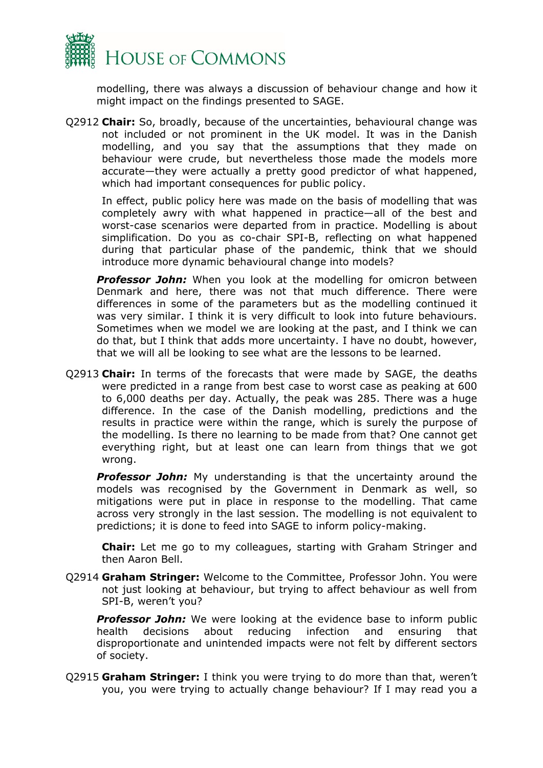modelling, there was always a discussion of behaviour change and how it might impact on the findings presented to SAGE.

Q2912 **Chair:** So, broadly, because of the uncertainties, behavioural change was not included or not prominent in the UK model. It was in the Danish modelling, and you say that the assumptions that they made on behaviour were crude, but nevertheless those made the models more accurate—they were actually a pretty good predictor of what happened, which had important consequences for public policy.

In effect, public policy here was made on the basis of modelling that was completely awry with what happened in practice—all of the best and worst-case scenarios were departed from in practice. Modelling is about simplification. Do you as co-chair SPI-B, reflecting on what happened during that particular phase of the pandemic, think that we should introduce more dynamic behavioural change into models?

***Professor John:*** When you look at the modelling for omicron between Denmark and here, there was not that much difference. There were differences in some of the parameters but as the modelling continued it was very similar. I think it is very difficult to look into future behaviours. Sometimes when we model we are looking at the past, and I think we can do that, but I think that adds more uncertainty. I have no doubt, however, that we will all be looking to see what are the lessons to be learned.

Q2913 **Chair:** In terms of the forecasts that were made by SAGE, the deaths were predicted in a range from best case to worst case as peaking at 600 to 6,000 deaths per day. Actually, the peak was 285. There was a huge difference. In the case of the Danish modelling, predictions and the results in practice were within the range, which is surely the purpose of the modelling. Is there no learning to be made from that? One cannot get everything right, but at least one can learn from things that we got wrong.

***Professor John:*** My understanding is that the uncertainty around the models was recognised by the Government in Denmark as well, so mitigations were put in place in response to the modelling. That came across very strongly in the last session. The modelling is not equivalent to predictions; it is done to feed into SAGE to inform policy-making.

**Chair:** Let me go to my colleagues, starting with Graham Stringer and then Aaron Bell.

Q2914 **Graham Stringer:** Welcome to the Committee, Professor John. You were not just looking at behaviour, but trying to affect behaviour as well from SPI-B, weren't you?

***Professor John:*** We were looking at the evidence base to inform public health decisions about reducing infection and ensuring that disproportionate and unintended impacts were not felt by different sectors of society.

Q2915 **Graham Stringer:** I think you were trying to do more than that, weren't you, you were trying to actually change behaviour? If I may read you a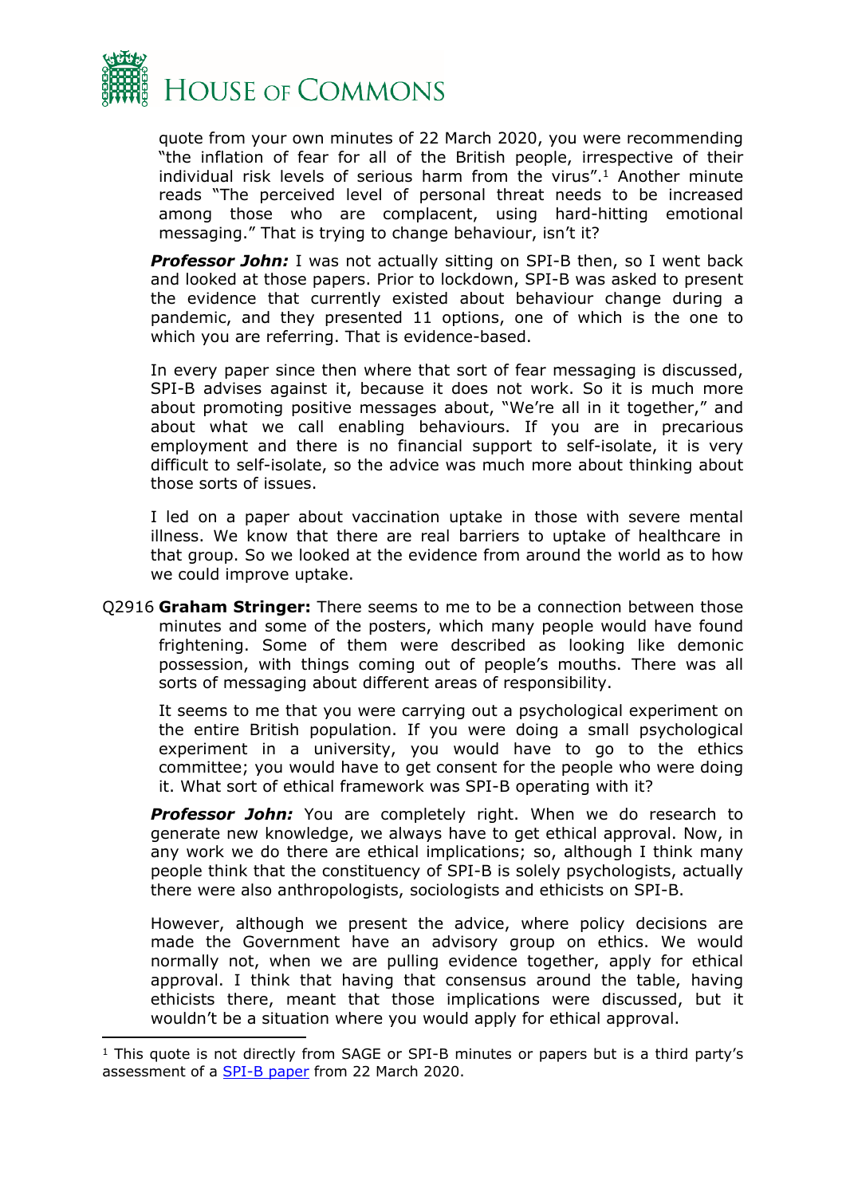quote from your own minutes of 22 March 2020, you were recommending "the inflation of fear for all of the British people, irrespective of their individual risk levels of serious harm from the virus".[1] Another minute reads "The perceived level of personal threat needs to be increased among those who are complacent, using hard-hitting emotional messaging." That is trying to change behaviour, isn't it?

***Professor John:*** I was not actually sitting on SPI-B then, so I went back and looked at those papers. Prior to lockdown, SPI-B was asked to present the evidence that currently existed about behaviour change during a pandemic, and they presented 11 options, one of which is the one to which you are referring. That is evidence-based.

In every paper since then where that sort of fear messaging is discussed, SPI-B advises against it, because it does not work. So it is much more about promoting positive messages about, "We're all in it together," and about what we call enabling behaviours. If you are in precarious employment and there is no financial support to self-isolate, it is very difficult to self-isolate, so the advice was much more about thinking about those sorts of issues.

I led on a paper about vaccination uptake in those with severe mental illness. We know that there are real barriers to uptake of healthcare in that group. So we looked at the evidence from around the world as to how we could improve uptake.

Q2916 **Graham Stringer:** There seems to me to be a connection between those minutes and some of the posters, which many people would have found frightening. Some of them were described as looking like demonic possession, with things coming out of people's mouths. There was all sorts of messaging about different areas of responsibility.

It seems to me that you were carrying out a psychological experiment on the entire British population. If you were doing a small psychological experiment in a university, you would have to go to the ethics committee; you would have to get consent for the people who were doing it. What sort of ethical framework was SPI-B operating with it?

***Professor John:*** You are completely right. When we do research to generate new knowledge, we always have to get ethical approval. Now, in any work we do there are ethical implications; so, although I think many people think that the constituency of SPI-B is solely psychologists, actually there were also anthropologists, sociologists and ethicists on SPI-B.

However, although we present the advice, where policy decisions are made the Government have an advisory group on ethics. We would normally not, when we are pulling evidence together, apply for ethical approval. I think that having that consensus around the table, having ethicists there, meant that those implications were discussed, but it wouldn't be a situation where you would apply for ethical approval.

---

[1] This quote is not directly from SAGE or SPI-B minutes or papers but is a third party's assessment of a [SPI-B paper](#) from 22 March 2020.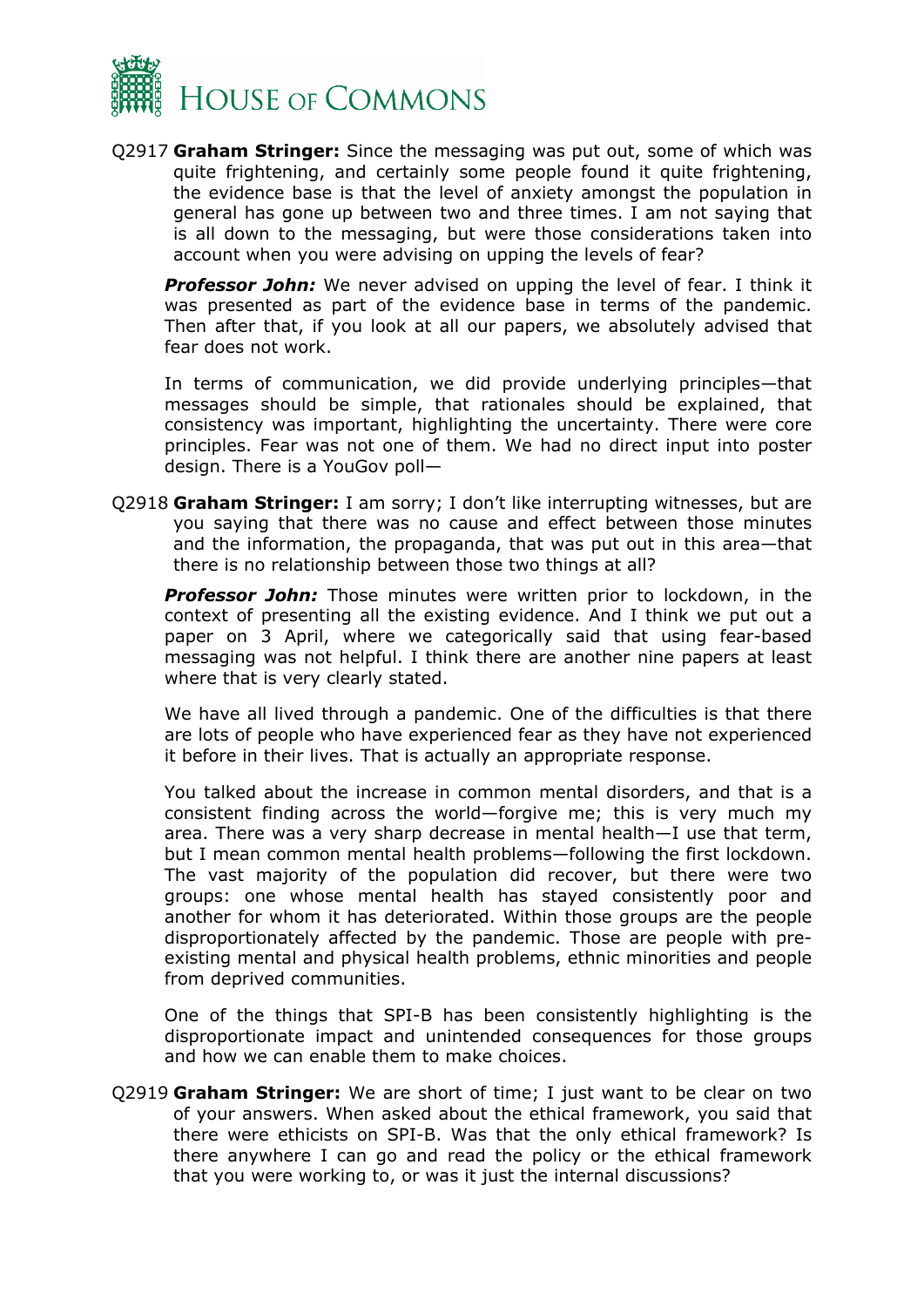Q2917 **Graham Stringer:** Since the messaging was put out, some of which was quite frightening, and certainly some people found it quite frightening, the evidence base is that the level of anxiety amongst the population in general has gone up between two and three times. I am not saying that is all down to the messaging, but were those considerations taken into account when you were advising on upping the levels of fear?

***Professor John:*** We never advised on upping the level of fear. I think it was presented as part of the evidence base in terms of the pandemic. Then after that, if you look at all our papers, we absolutely advised that fear does not work.

In terms of communication, we did provide underlying principles—that messages should be simple, that rationales should be explained, that consistency was important, highlighting the uncertainty. There were core principles. Fear was not one of them. We had no direct input into poster design. There is a YouGov poll—

Q2918 **Graham Stringer:** I am sorry; I don't like interrupting witnesses, but are you saying that there was no cause and effect between those minutes and the information, the propaganda, that was put out in this area—that there is no relationship between those two things at all?

***Professor John:*** Those minutes were written prior to lockdown, in the context of presenting all the existing evidence. And I think we put out a paper on 3 April, where we categorically said that using fear-based messaging was not helpful. I think there are another nine papers at least where that is very clearly stated.

We have all lived through a pandemic. One of the difficulties is that there are lots of people who have experienced fear as they have not experienced it before in their lives. That is actually an appropriate response.

You talked about the increase in common mental disorders, and that is a consistent finding across the world—forgive me; this is very much my area. There was a very sharp decrease in mental health—I use that term, but I mean common mental health problems—following the first lockdown. The vast majority of the population did recover, but there were two groups: one whose mental health has stayed consistently poor and another for whom it has deteriorated. Within those groups are the people disproportionately affected by the pandemic. Those are people with pre-existing mental and physical health problems, ethnic minorities and people from deprived communities.

One of the things that SPI-B has been consistently highlighting is the disproportionate impact and unintended consequences for those groups and how we can enable them to make choices.

Q2919 **Graham Stringer:** We are short of time; I just want to be clear on two of your answers. When asked about the ethical framework, you said that there were ethicists on SPI-B. Was that the only ethical framework? Is there anywhere I can go and read the policy or the ethical framework that you were working to, or was it just the internal discussions?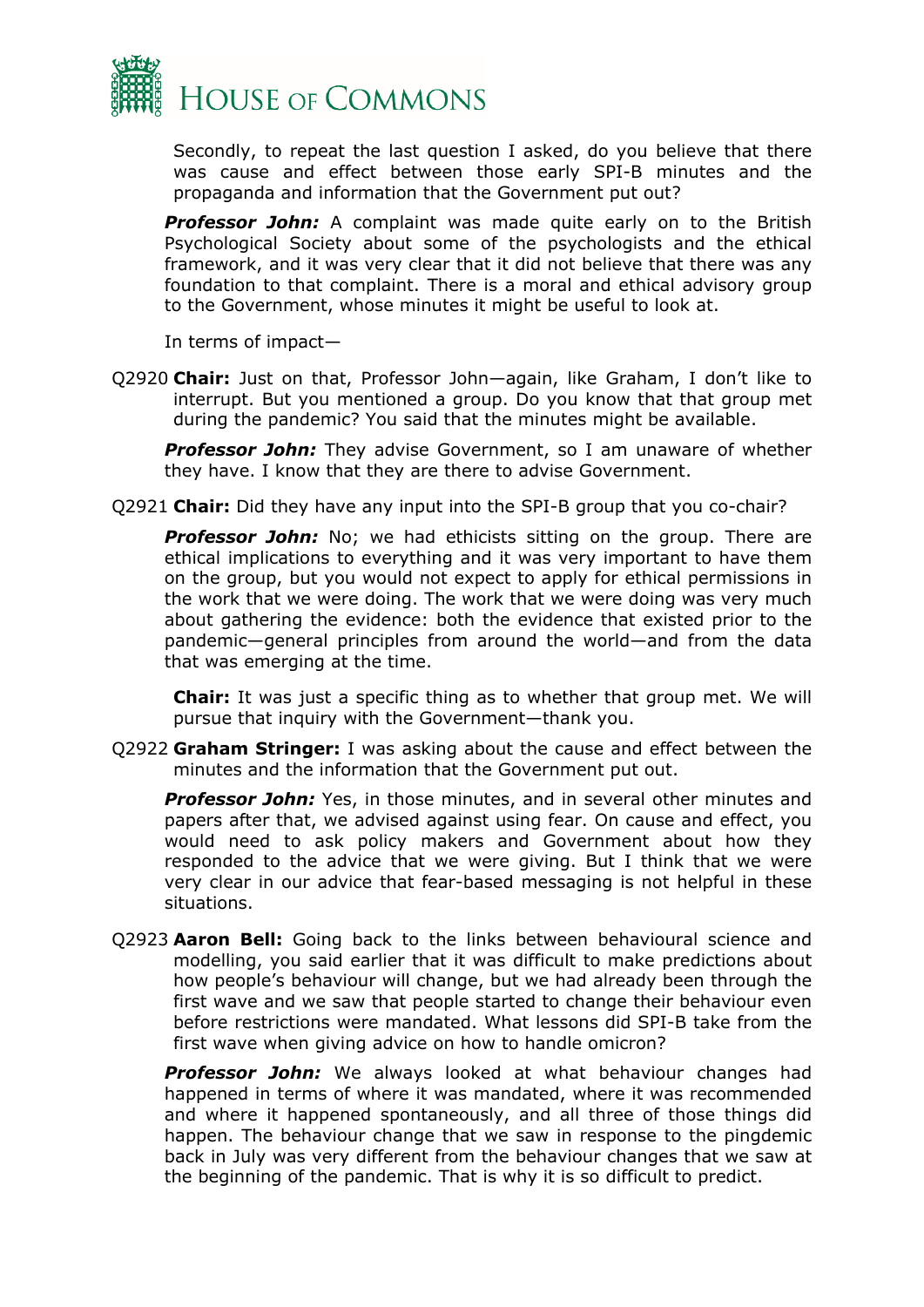Secondly, to repeat the last question I asked, do you believe that there was cause and effect between those early SPI-B minutes and the propaganda and information that the Government put out?

***Professor John:*** A complaint was made quite early on to the British Psychological Society about some of the psychologists and the ethical framework, and it was very clear that it did not believe that there was any foundation to that complaint. There is a moral and ethical advisory group to the Government, whose minutes it might be useful to look at.

In terms of impact—

Q2920 **Chair:** Just on that, Professor John—again, like Graham, I don't like to interrupt. But you mentioned a group. Do you know that that group met during the pandemic? You said that the minutes might be available.

***Professor John:*** They advise Government, so I am unaware of whether they have. I know that they are there to advise Government.

Q2921 **Chair:** Did they have any input into the SPI-B group that you co-chair?

***Professor John:*** No; we had ethicists sitting on the group. There are ethical implications to everything and it was very important to have them on the group, but you would not expect to apply for ethical permissions in the work that we were doing. The work that we were doing was very much about gathering the evidence: both the evidence that existed prior to the pandemic—general principles from around the world—and from the data that was emerging at the time.

**Chair:** It was just a specific thing as to whether that group met. We will pursue that inquiry with the Government—thank you.

Q2922 **Graham Stringer:** I was asking about the cause and effect between the minutes and the information that the Government put out.

***Professor John:*** Yes, in those minutes, and in several other minutes and papers after that, we advised against using fear. On cause and effect, you would need to ask policy makers and Government about how they responded to the advice that we were giving. But I think that we were very clear in our advice that fear-based messaging is not helpful in these situations.

Q2923 **Aaron Bell:** Going back to the links between behavioural science and modelling, you said earlier that it was difficult to make predictions about how people's behaviour will change, but we had already been through the first wave and we saw that people started to change their behaviour even before restrictions were mandated. What lessons did SPI-B take from the first wave when giving advice on how to handle omicron?

***Professor John:*** We always looked at what behaviour changes had happened in terms of where it was mandated, where it was recommended and where it happened spontaneously, and all three of those things did happen. The behaviour change that we saw in response to the pingdemic back in July was very different from the behaviour changes that we saw at the beginning of the pandemic. That is why it is so difficult to predict.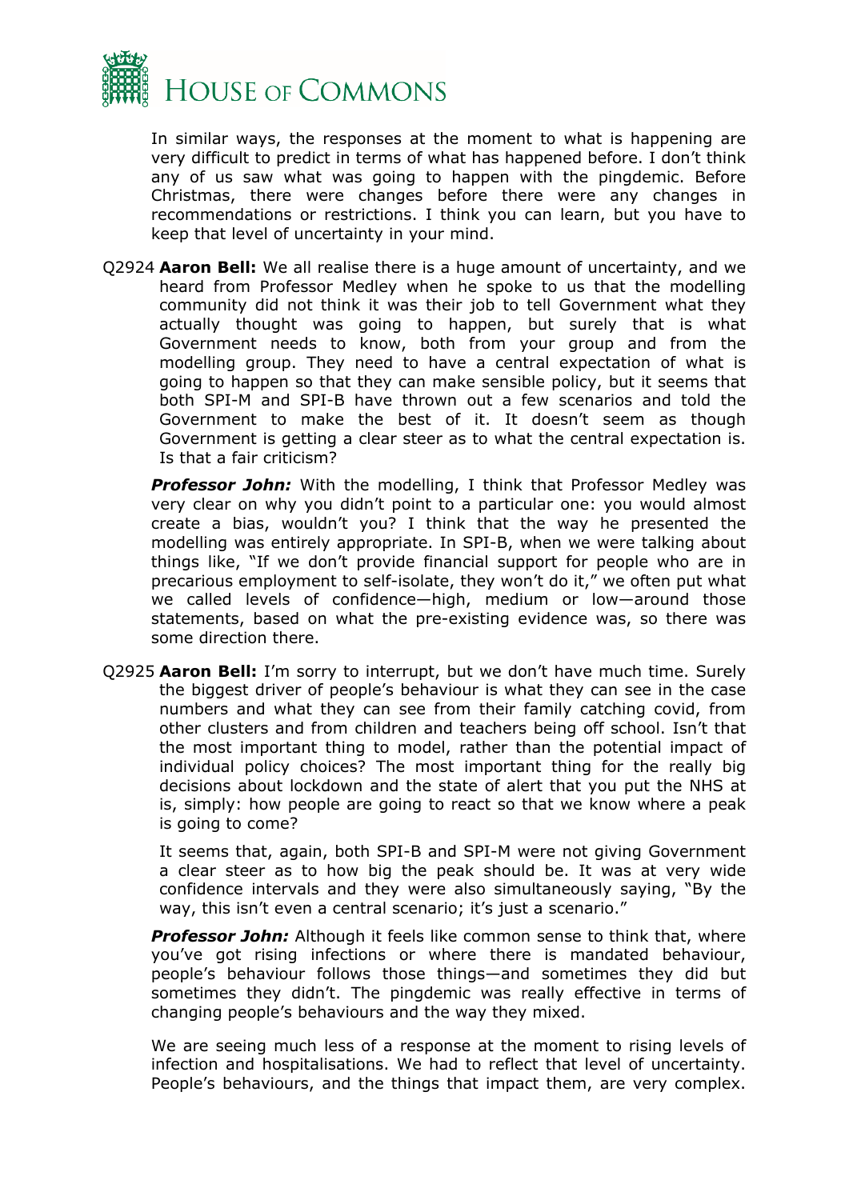In similar ways, the responses at the moment to what is happening are very difficult to predict in terms of what has happened before. I don't think any of us saw what was going to happen with the pingdemic. Before Christmas, there were changes before there were any changes in recommendations or restrictions. I think you can learn, but you have to keep that level of uncertainty in your mind.

Q2924 **Aaron Bell:** We all realise there is a huge amount of uncertainty, and we heard from Professor Medley when he spoke to us that the modelling community did not think it was their job to tell Government what they actually thought was going to happen, but surely that is what Government needs to know, both from your group and from the modelling group. They need to have a central expectation of what is going to happen so that they can make sensible policy, but it seems that both SPI-M and SPI-B have thrown out a few scenarios and told the Government to make the best of it. It doesn't seem as though Government is getting a clear steer as to what the central expectation is. Is that a fair criticism?

***Professor John:*** With the modelling, I think that Professor Medley was very clear on why you didn't point to a particular one: you would almost create a bias, wouldn't you? I think that the way he presented the modelling was entirely appropriate. In SPI-B, when we were talking about things like, "If we don't provide financial support for people who are in precarious employment to self-isolate, they won't do it," we often put what we called levels of confidence—high, medium or low—around those statements, based on what the pre-existing evidence was, so there was some direction there.

Q2925 **Aaron Bell:** I'm sorry to interrupt, but we don't have much time. Surely the biggest driver of people's behaviour is what they can see in the case numbers and what they can see from their family catching covid, from other clusters and from children and teachers being off school. Isn't that the most important thing to model, rather than the potential impact of individual policy choices? The most important thing for the really big decisions about lockdown and the state of alert that you put the NHS at is, simply: how people are going to react so that we know where a peak is going to come?

It seems that, again, both SPI-B and SPI-M were not giving Government a clear steer as to how big the peak should be. It was at very wide confidence intervals and they were also simultaneously saying, "By the way, this isn't even a central scenario; it's just a scenario."

***Professor John:*** Although it feels like common sense to think that, where you've got rising infections or where there is mandated behaviour, people's behaviour follows those things—and sometimes they did but sometimes they didn't. The pingdemic was really effective in terms of changing people's behaviours and the way they mixed.

We are seeing much less of a response at the moment to rising levels of infection and hospitalisations. We had to reflect that level of uncertainty. People's behaviours, and the things that impact them, are very complex.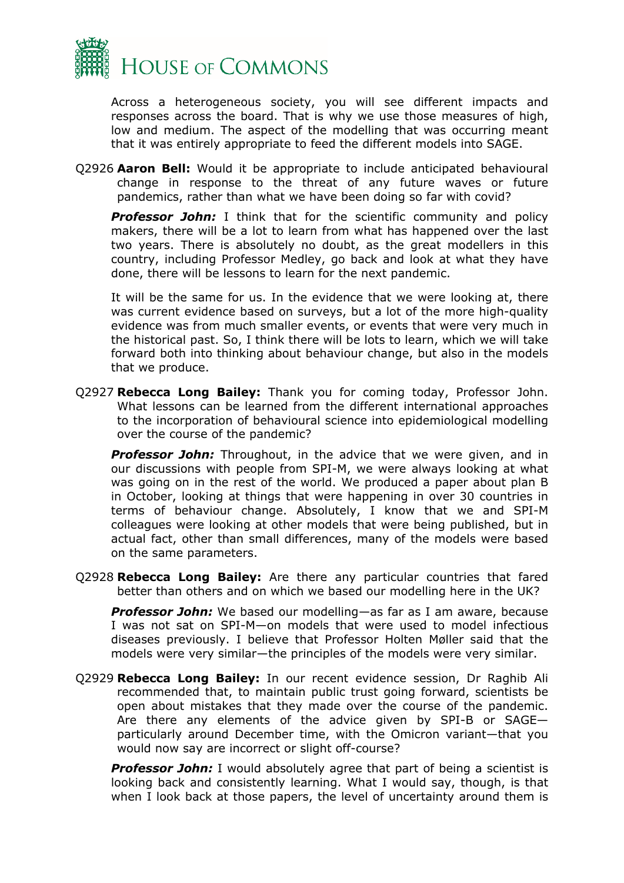Across a heterogeneous society, you will see different impacts and responses across the board. That is why we use those measures of high, low and medium. The aspect of the modelling that was occurring meant that it was entirely appropriate to feed the different models into SAGE.

Q2926 **Aaron Bell:** Would it be appropriate to include anticipated behavioural change in response to the threat of any future waves or future pandemics, rather than what we have been doing so far with covid?

***Professor John:*** I think that for the scientific community and policy makers, there will be a lot to learn from what has happened over the last two years. There is absolutely no doubt, as the great modellers in this country, including Professor Medley, go back and look at what they have done, there will be lessons to learn for the next pandemic.

It will be the same for us. In the evidence that we were looking at, there was current evidence based on surveys, but a lot of the more high-quality evidence was from much smaller events, or events that were very much in the historical past. So, I think there will be lots to learn, which we will take forward both into thinking about behaviour change, but also in the models that we produce.

Q2927 **Rebecca Long Bailey:** Thank you for coming today, Professor John. What lessons can be learned from the different international approaches to the incorporation of behavioural science into epidemiological modelling over the course of the pandemic?

***Professor John:*** Throughout, in the advice that we were given, and in our discussions with people from SPI-M, we were always looking at what was going on in the rest of the world. We produced a paper about plan B in October, looking at things that were happening in over 30 countries in terms of behaviour change. Absolutely, I know that we and SPI-M colleagues were looking at other models that were being published, but in actual fact, other than small differences, many of the models were based on the same parameters.

Q2928 **Rebecca Long Bailey:** Are there any particular countries that fared better than others and on which we based our modelling here in the UK?

***Professor John:*** We based our modelling—as far as I am aware, because I was not sat on SPI-M—on models that were used to model infectious diseases previously. I believe that Professor Holten Møller said that the models were very similar—the principles of the models were very similar.

Q2929 **Rebecca Long Bailey:** In our recent evidence session, Dr Raghib Ali recommended that, to maintain public trust going forward, scientists be open about mistakes that they made over the course of the pandemic. Are there any elements of the advice given by SPI-B or SAGE—particularly around December time, with the Omicron variant—that you would now say are incorrect or slight off-course?

***Professor John:*** I would absolutely agree that part of being a scientist is looking back and consistently learning. What I would say, though, is that when I look back at those papers, the level of uncertainty around them is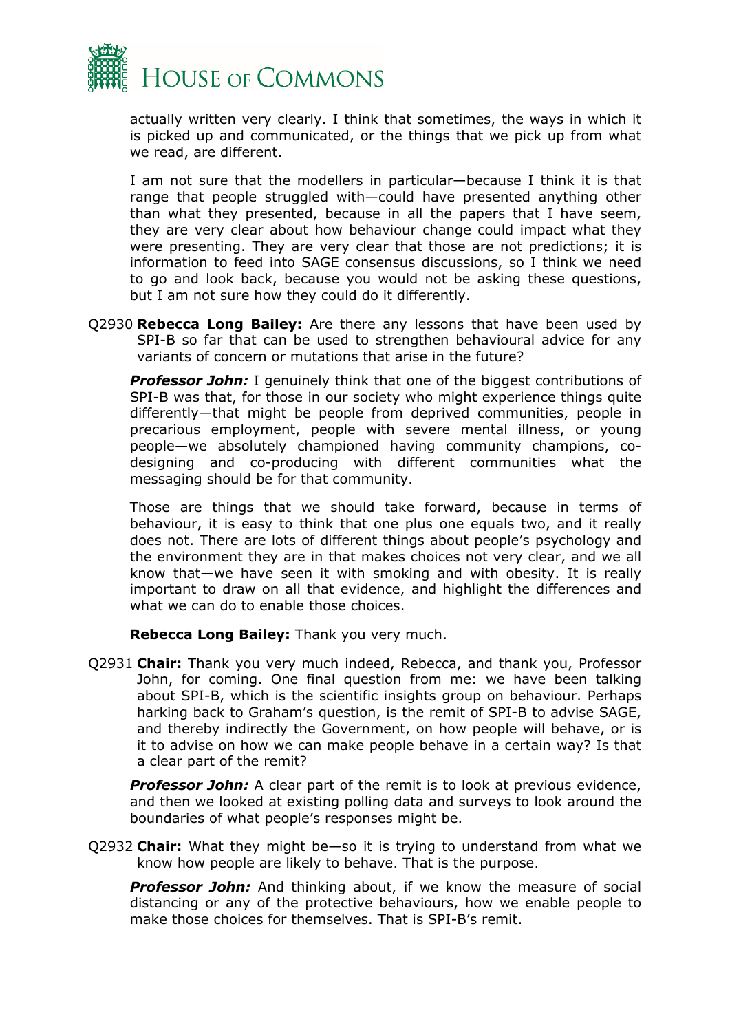actually written very clearly. I think that sometimes, the ways in which it is picked up and communicated, or the things that we pick up from what we read, are different.

I am not sure that the modellers in particular—because I think it is that range that people struggled with—could have presented anything other than what they presented, because in all the papers that I have seem, they are very clear about how behaviour change could impact what they were presenting. They are very clear that those are not predictions; it is information to feed into SAGE consensus discussions, so I think we need to go and look back, because you would not be asking these questions, but I am not sure how they could do it differently.

Q2930 **Rebecca Long Bailey:** Are there any lessons that have been used by SPI-B so far that can be used to strengthen behavioural advice for any variants of concern or mutations that arise in the future?

***Professor John:*** I genuinely think that one of the biggest contributions of SPI-B was that, for those in our society who might experience things quite differently—that might be people from deprived communities, people in precarious employment, people with severe mental illness, or young people—we absolutely championed having community champions, co-designing and co-producing with different communities what the messaging should be for that community.

Those are things that we should take forward, because in terms of behaviour, it is easy to think that one plus one equals two, and it really does not. There are lots of different things about people's psychology and the environment they are in that makes choices not very clear, and we all know that—we have seen it with smoking and with obesity. It is really important to draw on all that evidence, and highlight the differences and what we can do to enable those choices.

**Rebecca Long Bailey:** Thank you very much.

Q2931 **Chair:** Thank you very much indeed, Rebecca, and thank you, Professor John, for coming. One final question from me: we have been talking about SPI-B, which is the scientific insights group on behaviour. Perhaps harking back to Graham's question, is the remit of SPI-B to advise SAGE, and thereby indirectly the Government, on how people will behave, or is it to advise on how we can make people behave in a certain way? Is that a clear part of the remit?

***Professor John:*** A clear part of the remit is to look at previous evidence, and then we looked at existing polling data and surveys to look around the boundaries of what people's responses might be.

Q2932 **Chair:** What they might be—so it is trying to understand from what we know how people are likely to behave. That is the purpose.

***Professor John:*** And thinking about, if we know the measure of social distancing or any of the protective behaviours, how we enable people to make those choices for themselves. That is SPI-B's remit.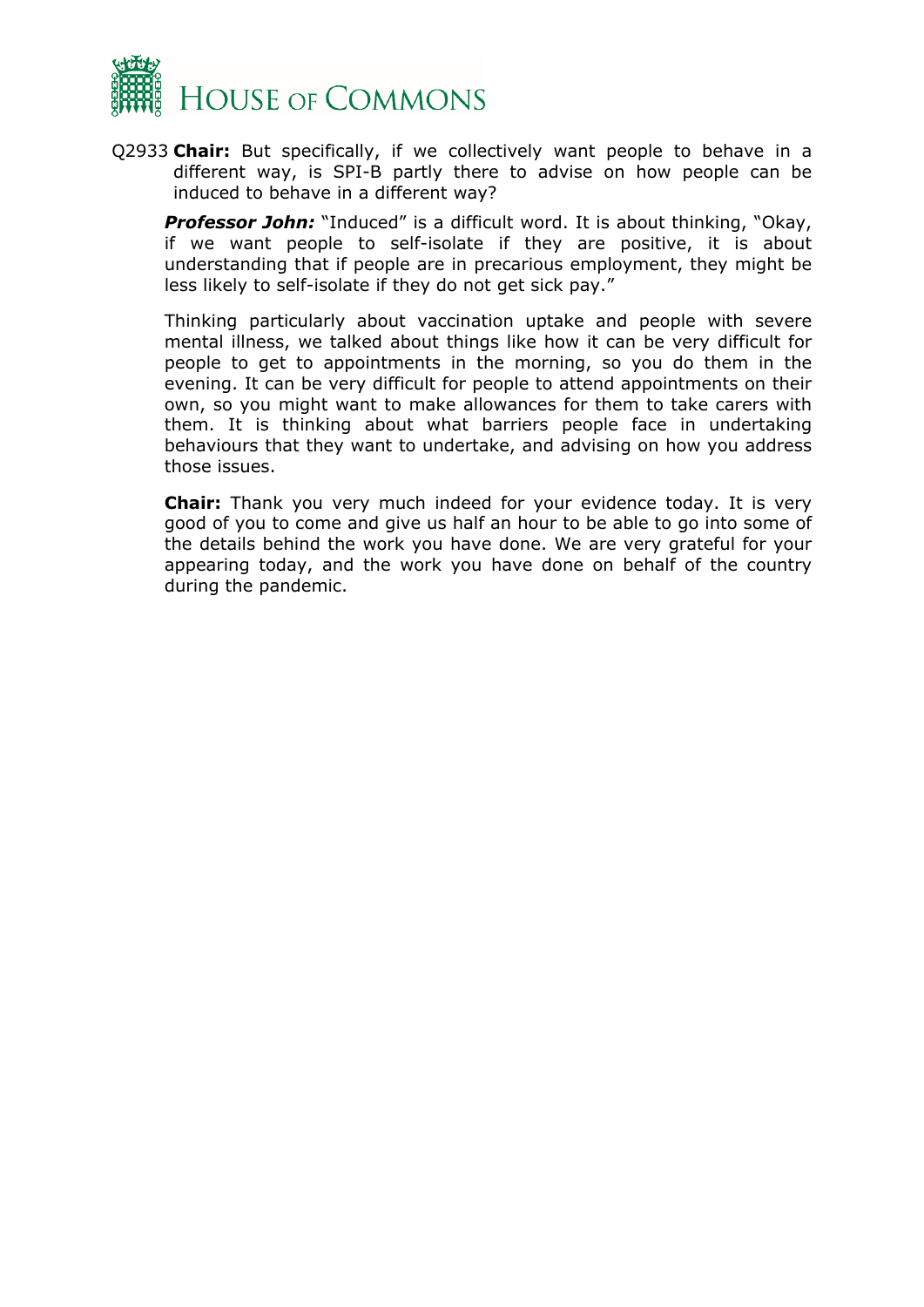Q2933 **Chair:** But specifically, if we collectively want people to behave in a different way, is SPI-B partly there to advise on how people can be induced to behave in a different way?

***Professor John:*** "Induced" is a difficult word. It is about thinking, "Okay, if we want people to self-isolate if they are positive, it is about understanding that if people are in precarious employment, they might be less likely to self-isolate if they do not get sick pay."

Thinking particularly about vaccination uptake and people with severe mental illness, we talked about things like how it can be very difficult for people to get to appointments in the morning, so you do them in the evening. It can be very difficult for people to attend appointments on their own, so you might want to make allowances for them to take carers with them. It is thinking about what barriers people face in undertaking behaviours that they want to undertake, and advising on how you address those issues.

**Chair:** Thank you very much indeed for your evidence today. It is very good of you to come and give us half an hour to be able to go into some of the details behind the work you have done. We are very grateful for your appearing today, and the work you have done on behalf of the country during the pandemic.